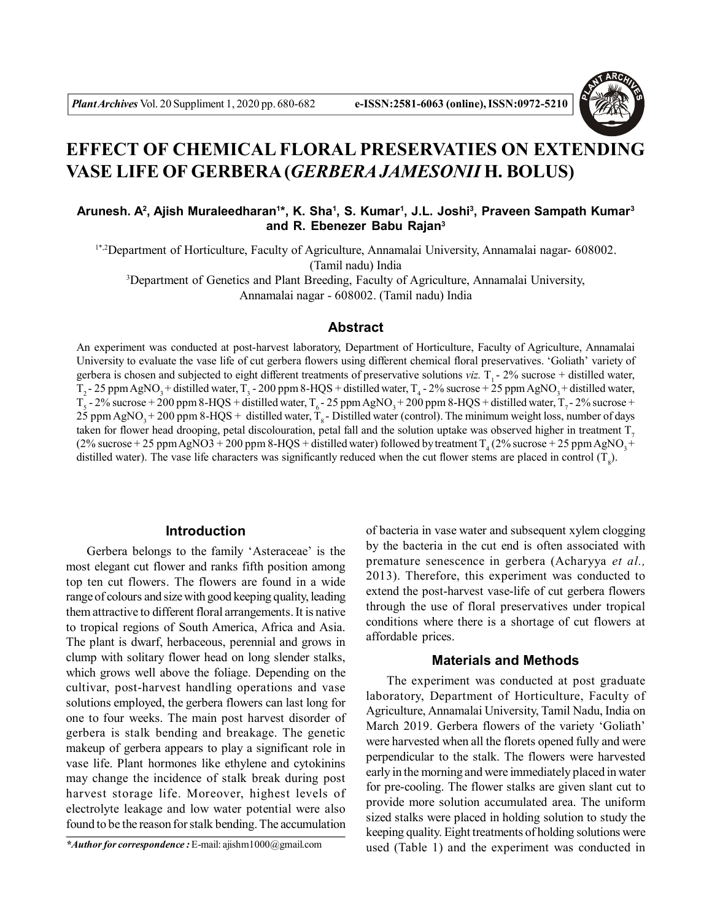# EFFECT OF CHEMICAL FLORAL PRESERVATIES ON EXTENDING VASE LIFE OF GERBERA (*GERBERA JAMESONII* H. BOLUS)

**Arunesh. A[2], Ajish Muraleedharan[1*], K. Sha[1], S. Kumar[1], J.L. Joshi[3], Praveen Sampath Kumar[3] and R. Ebenezer Babu Rajan[3]**

[1*,2]Department of Horticulture, Faculty of Agriculture, Annamalai University, Annamalai nagar- 608002. (Tamil nadu) India

[3]Department of Genetics and Plant Breeding, Faculty of Agriculture, Annamalai University, Annamalai nagar - 608002. (Tamil nadu) India

## Abstract

An experiment was conducted at post-harvest laboratory, Department of Horticulture, Faculty of Agriculture, Annamalai University to evaluate the vase life of cut gerbera flowers using different chemical floral preservatives. 'Goliath' variety of gerbera is chosen and subjected to eight different treatments of preservative solutions *viz.* $T_1$ - 2% sucrose + distilled water, $T_2$ - 25 ppm $AgNO_3$ + distilled water, $T_3$ - 200 ppm 8-HQS + distilled water, $T_4$ - 2% sucrose + 25 ppm $AgNO_3$ + distilled water, $T_5$ - 2% sucrose + 200 ppm 8-HQS + distilled water, $T_6$ - 25 ppm $AgNO_3$ + 200 ppm 8-HQS + distilled water, $T_7$ - 2% sucrose + 25 ppm $AgNO_3$ + 200 ppm 8-HQS + distilled water, $T_8$ - Distilled water (control). The minimum weight loss, number of days taken for flower head drooping, petal discolouration, petal fall and the solution uptake was observed higher in treatment $T_7$ (2% sucrose + 25 ppm AgNO3 + 200 ppm 8-HQS + distilled water) followed by treatment $T_4$ (2% sucrose + 25 ppm $AgNO_3$ + distilled water). The vase life characters was significantly reduced when the cut flower stems are placed in control ($T_8$).

## Introduction

Gerbera belongs to the family 'Asteraceae' is the most elegant cut flower and ranks fifth position among top ten cut flowers. The flowers are found in a wide range of colours and size with good keeping quality, leading them attractive to different floral arrangements. It is native to tropical regions of South America, Africa and Asia. The plant is dwarf, herbaceous, perennial and grows in clump with solitary flower head on long slender stalks, which grows well above the foliage. Depending on the cultivar, post-harvest handling operations and vase solutions employed, the gerbera flowers can last long for one to four weeks. The main post harvest disorder of gerbera is stalk bending and breakage. The genetic makeup of gerbera appears to play a significant role in vase life. Plant hormones like ethylene and cytokinins may change the incidence of stalk break during post harvest storage life. Moreover, highest levels of electrolyte leakage and low water potential were also found to be the reason for stalk bending. The accumulation of bacteria in vase water and subsequent xylem clogging by the bacteria in the cut end is often associated with premature senescence in gerbera (Acharyya *et al.,* 2013). Therefore, this experiment was conducted to extend the post-harvest vase-life of cut gerbera flowers through the use of floral preservatives under tropical conditions where there is a shortage of cut flowers at affordable prices.

## Materials and Methods

The experiment was conducted at post graduate laboratory, Department of Horticulture, Faculty of Agriculture, Annamalai University, Tamil Nadu, India on March 2019. Gerbera flowers of the variety 'Goliath' were harvested when all the florets opened fully and were perpendicular to the stalk. The flowers were harvested early in the morning and were immediately placed in water for pre-cooling. The flower stalks are given slant cut to provide more solution accumulated area. The uniform sized stalks were placed in holding solution to study the keeping quality. Eight treatments of holding solutions were used (Table 1) and the experiment was conducted in

*Author for correspondence : E-mail: ajishm1000@gmail.com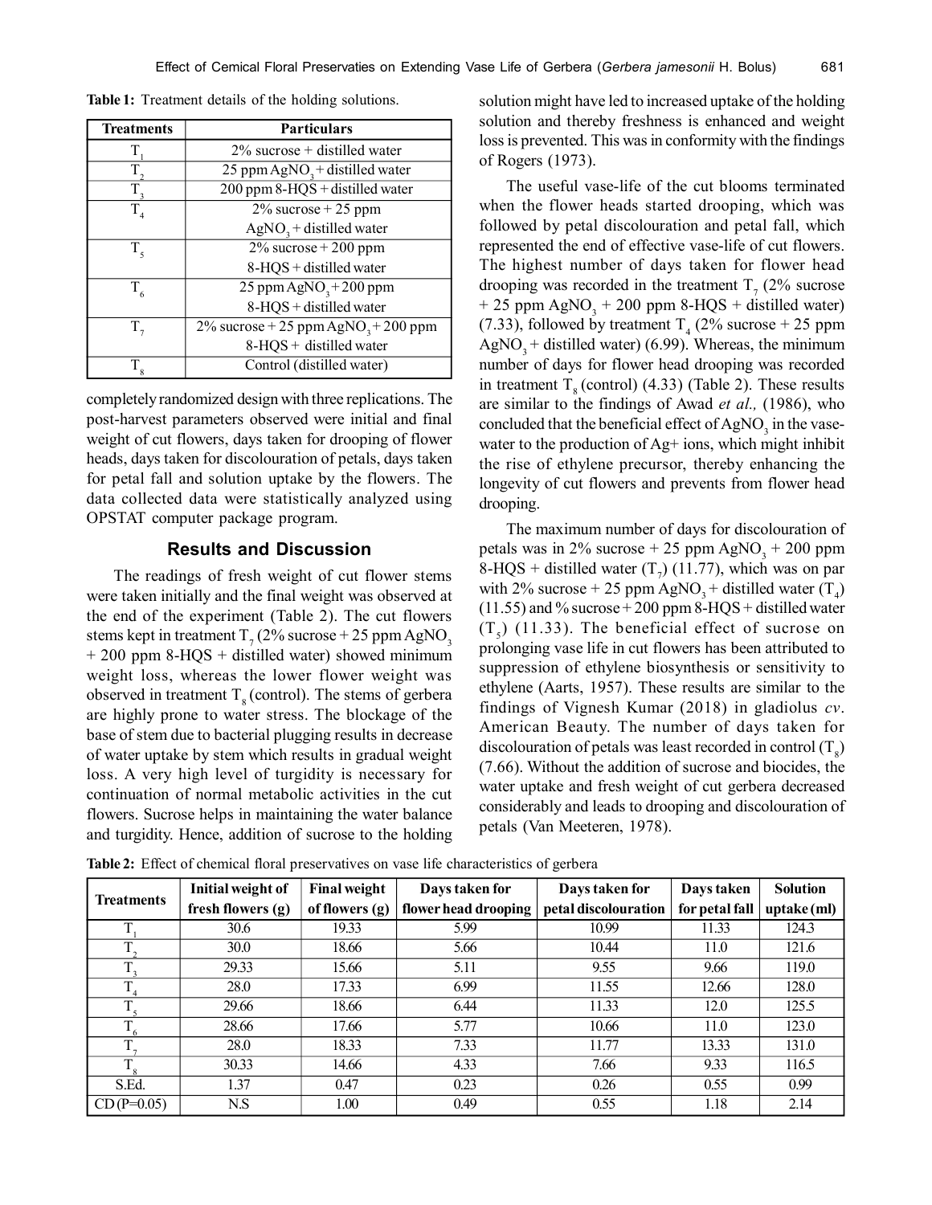**Table 1:** Treatment details of the holding solutions.

| Treatments | Particulars |
|---|---|
| $T_1$ | 2% sucrose + distilled water |
| $T_2$ | 25 ppm $AgNO_3$ + distilled water |
| $T_3$ | 200 ppm 8-HQS + distilled water |
| $T_4$ | 2% sucrose + 25 ppm $AgNO_3$ + distilled water |
| $T_5$ | 2% sucrose + 200 ppm 8-HQS + distilled water |
| $T_6$ | 25 ppm $AgNO_3$ + 200 ppm 8-HQS + distilled water |
| $T_7$ | 2% sucrose + 25 ppm $AgNO_3$ + 200 ppm 8-HQS + distilled water |
| $T_8$ | Control (distilled water) |

completely randomized design with three replications. The post-harvest parameters observed were initial and final weight of cut flowers, days taken for drooping of flower heads, days taken for discolouration of petals, days taken for petal fall and solution uptake by the flowers. The data collected data were statistically analyzed using OPSTAT computer package program.

## Results and Discussion

The readings of fresh weight of cut flower stems were taken initially and the final weight was observed at the end of the experiment (Table 2). The cut flowers stems kept in treatment $T_7$ (2% sucrose + 25 ppm $AgNO_3$ + 200 ppm 8-HQS + distilled water) showed minimum weight loss, whereas the lower flower weight was observed in treatment $T_8$ (control). The stems of gerbera are highly prone to water stress. The blockage of the base of stem due to bacterial plugging results in decrease of water uptake by stem which results in gradual weight loss. A very high level of turgidity is necessary for continuation of normal metabolic activities in the cut flowers. Sucrose helps in maintaining the water balance and turgidity. Hence, addition of sucrose to the holding solution might have led to increased uptake of the holding solution and thereby freshness is enhanced and weight loss is prevented. This was in conformity with the findings of Rogers (1973).

The useful vase-life of the cut blooms terminated when the flower heads started drooping, which was followed by petal discolouration and petal fall, which represented the end of effective vase-life of cut flowers. The highest number of days taken for flower head drooping was recorded in the treatment $T_7$ (2% sucrose + 25 ppm $AgNO_3$ + 200 ppm 8-HQS + distilled water) (7.33), followed by treatment $T_4$ (2% sucrose + 25 ppm $AgNO_3$ + distilled water) (6.99). Whereas, the minimum number of days for flower head drooping was recorded in treatment $T_8$ (control) (4.33) (Table 2). These results are similar to the findings of Awad *et al.,* (1986), who concluded that the beneficial effect of $AgNO_3$ in the vase-water to the production of $Ag^+$ ions, which might inhibit the rise of ethylene precursor, thereby enhancing the longevity of cut flowers and prevents from flower head drooping.

The maximum number of days for discolouration of petals was in 2% sucrose + 25 ppm $AgNO_3$ + 200 ppm 8-HQS + distilled water ($T_7$) (11.77), which was on par with 2% sucrose + 25 ppm $AgNO_3$ + distilled water ($T_4$) (11.55) and % sucrose + 200 ppm 8-HQS + distilled water ($T_5$) (11.33). The beneficial effect of sucrose on prolonging vase life in cut flowers has been attributed to suppression of ethylene biosynthesis or sensitivity to ethylene (Aarts, 1957). These results are similar to the findings of Vignesh Kumar (2018) in gladiolus *cv*. American Beauty. The number of days taken for discolouration of petals was least recorded in control ($T_8$) (7.66). Without the addition of sucrose and biocides, the water uptake and fresh weight of cut gerbera decreased considerably and leads to drooping and discolouration of petals (Van Meeteren, 1978).

**Table 2:** Effect of chemical floral preservatives on vase life characteristics of gerbera

| Treatments | Initial weight of fresh flowers (g) | Final weight of flowers (g) | Days taken for flower head drooping | Days taken for petal discolouration | Days taken for petal fall | Solution uptake (ml) |
|---|---|---|---|---|---|---|
| $T_1$ | 30.6 | 19.33 | 5.99 | 10.99 | 11.33 | 124.3 |
| $T_2$ | 30.0 | 18.66 | 5.66 | 10.44 | 11.0 | 121.6 |
| $T_3$ | 29.33 | 15.66 | 5.11 | 9.55 | 9.66 | 119.0 |
| $T_4$ | 28.0 | 17.33 | 6.99 | 11.55 | 12.66 | 128.0 |
| $T_5$ | 29.66 | 18.66 | 6.44 | 11.33 | 12.0 | 125.5 |
| $T_6$ | 28.66 | 17.66 | 5.77 | 10.66 | 11.0 | 123.0 |
| $T_7$ | 28.0 | 18.33 | 7.33 | 11.77 | 13.33 | 131.0 |
| $T_8$ | 30.33 | 14.66 | 4.33 | 7.66 | 9.33 | 116.5 |
| S.Ed. | 1.37 | 0.47 | 0.23 | 0.26 | 0.55 | 0.99 |
| CD (P=0.05) | N.S | 1.00 | 0.49 | 0.55 | 1.18 | 2.14 |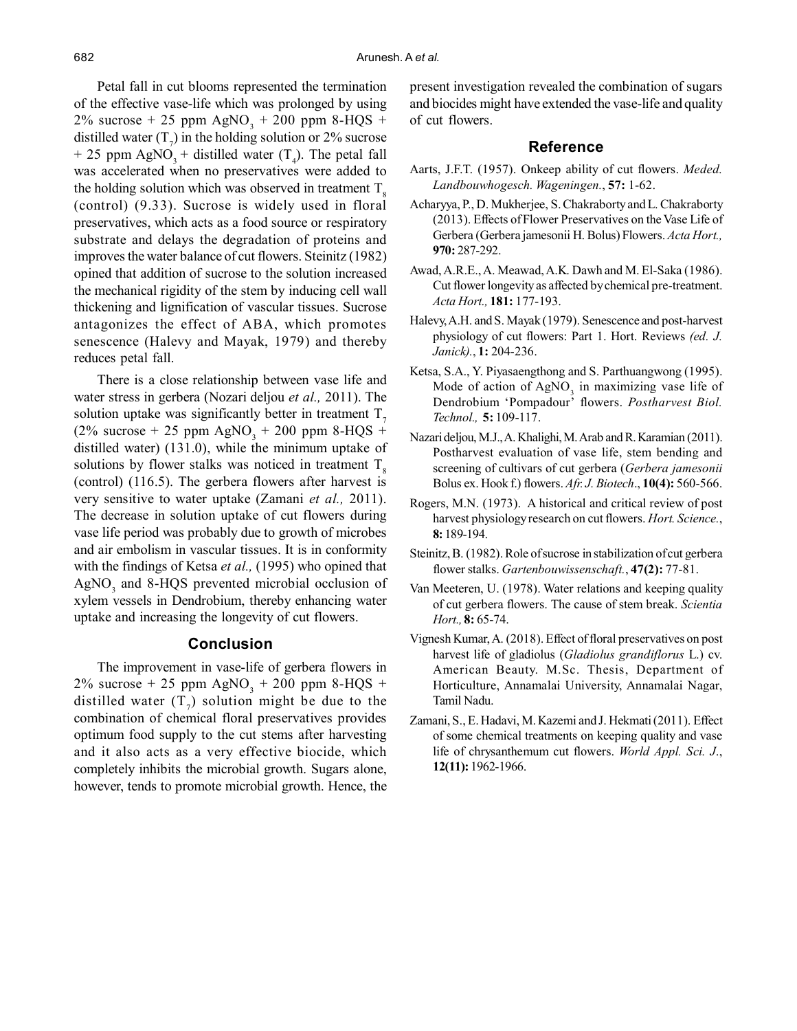Petal fall in cut blooms represented the termination of the effective vase-life which was prolonged by using 2% sucrose + 25 ppm $AgNO_3$ + 200 ppm 8-HQS + distilled water ($T_7$) in the holding solution or 2% sucrose + 25 ppm $AgNO_3$ + distilled water ($T_4$). The petal fall was accelerated when no preservatives were added to the holding solution which was observed in treatment $T_8$ (control) (9.33). Sucrose is widely used in floral preservatives, which acts as a food source or respiratory substrate and delays the degradation of proteins and improves the water balance of cut flowers. Steinitz (1982) opined that addition of sucrose to the solution increased the mechanical rigidity of the stem by inducing cell wall thickening and lignification of vascular tissues. Sucrose antagonizes the effect of ABA, which promotes senescence (Halevy and Mayak, 1979) and thereby reduces petal fall.

There is a close relationship between vase life and water stress in gerbera (Nozari deljou *et al.,* 2011). The solution uptake was significantly better in treatment $T_7$ (2% sucrose + 25 ppm $AgNO_3$ + 200 ppm 8-HQS + distilled water) (131.0), while the minimum uptake of solutions by flower stalks was noticed in treatment $T_8$ (control) (116.5). The gerbera flowers after harvest is very sensitive to water uptake (Zamani *et al.,* 2011). The decrease in solution uptake of cut flowers during vase life period was probably due to growth of microbes and air embolism in vascular tissues. It is in conformity with the findings of Ketsa *et al.,* (1995) who opined that $AgNO_3$ and 8-HQS prevented microbial occlusion of xylem vessels in Dendrobium, thereby enhancing water uptake and increasing the longevity of cut flowers.

## Conclusion

The improvement in vase-life of gerbera flowers in 2% sucrose + 25 ppm $AgNO_3$ + 200 ppm 8-HQS + distilled water ($T_7$) solution might be due to the combination of chemical floral preservatives provides optimum food supply to the cut stems after harvesting and it also acts as a very effective biocide, which completely inhibits the microbial growth. Sugars alone, however, tends to promote microbial growth. Hence, the present investigation revealed the combination of sugars and biocides might have extended the vase-life and quality of cut flowers.

## Reference

Aarts, J.F.T. (1957). Onkeep ability of cut flowers. *Meded. Landbouwhogesch. Wageningen.*, **57:** 1-62.

Acharyya, P., D. Mukherjee, S. Chakraborty and L. Chakraborty (2013). Effects of Flower Preservatives on the Vase Life of Gerbera (Gerbera jamesonii H. Bolus) Flowers. *Acta Hort.,* **970:** 287-292.

Awad, A.R.E., A. Meawad, A.K. Dawh and M. El-Saka (1986). Cut flower longevity as affected by chemical pre-treatment. *Acta Hort.,* **181:** 177-193.

Halevy, A.H. and S. Mayak (1979). Senescence and post-harvest physiology of cut flowers: Part 1. Hort. Reviews *(ed. J. Janick).*, **1:** 204-236.

Ketsa, S.A., Y. Piyasaengthong and S. Parthuangwong (1995). Mode of action of $AgNO_3$ in maximizing vase life of Dendrobium 'Pompadour' flowers. *Postharvest Biol. Technol.,* **5:** 109-117.

Nazari deljou, M.J., A. Khalighi, M. Arab and R. Karamian (2011). Postharvest evaluation of vase life, stem bending and screening of cultivars of cut gerbera (*Gerbera jamesonii* Bolus ex. Hook f.) flowers. *Afr. J. Biotech*., **10(4):** 560-566.

Rogers, M.N. (1973). A historical and critical review of post harvest physiology research on cut flowers. *Hort. Science.*, **8:** 189-194.

Steinitz, B. (1982). Role of sucrose in stabilization of cut gerbera flower stalks. *Gartenbouwissenschaft.*, **47(2):** 77-81.

Van Meeteren, U. (1978). Water relations and keeping quality of cut gerbera flowers. The cause of stem break. *Scientia Hort.,* **8:** 65-74.

Vignesh Kumar, A. (2018). Effect of floral preservatives on post harvest life of gladiolus (*Gladiolus grandiflorus* L.) cv. American Beauty. M.Sc. Thesis, Department of Horticulture, Annamalai University, Annamalai Nagar, Tamil Nadu.

Zamani, S., E. Hadavi, M. Kazemi and J. Hekmati (2011). Effect of some chemical treatments on keeping quality and vase life of chrysanthemum cut flowers. *World Appl. Sci. J.*, **12(11):** 1962-1966.